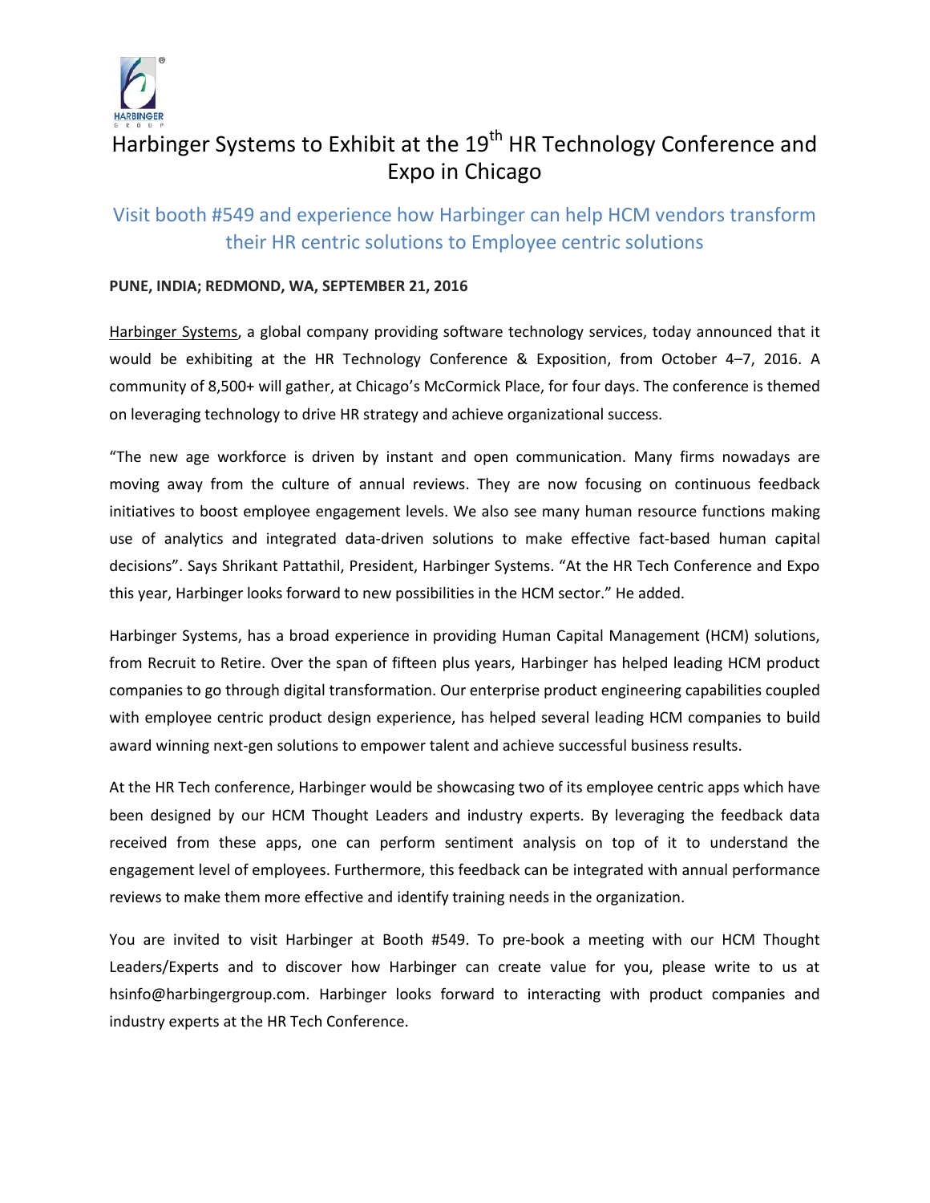# Harbinger Systems to Exhibit at the 19th HR Technology Conference and Expo in Chicago

## Visit booth #549 and experience how Harbinger can help HCM vendors transform their HR centric solutions to Employee centric solutions

**PUNE, INDIA; REDMOND, WA, SEPTEMBER 21, 2016**

Harbinger Systems, a global company providing software technology services, today announced that it would be exhibiting at the HR Technology Conference & Exposition, from October 4–7, 2016. A community of 8,500+ will gather, at Chicago's McCormick Place, for four days. The conference is themed on leveraging technology to drive HR strategy and achieve organizational success.

"The new age workforce is driven by instant and open communication. Many firms nowadays are moving away from the culture of annual reviews. They are now focusing on continuous feedback initiatives to boost employee engagement levels. We also see many human resource functions making use of analytics and integrated data-driven solutions to make effective fact-based human capital decisions". Says Shrikant Pattathil, President, Harbinger Systems. "At the HR Tech Conference and Expo this year, Harbinger looks forward to new possibilities in the HCM sector." He added.

Harbinger Systems, has a broad experience in providing Human Capital Management (HCM) solutions, from Recruit to Retire. Over the span of fifteen plus years, Harbinger has helped leading HCM product companies to go through digital transformation. Our enterprise product engineering capabilities coupled with employee centric product design experience, has helped several leading HCM companies to build award winning next-gen solutions to empower talent and achieve successful business results.

At the HR Tech conference, Harbinger would be showcasing two of its employee centric apps which have been designed by our HCM Thought Leaders and industry experts. By leveraging the feedback data received from these apps, one can perform sentiment analysis on top of it to understand the engagement level of employees. Furthermore, this feedback can be integrated with annual performance reviews to make them more effective and identify training needs in the organization.

You are invited to visit Harbinger at Booth #549. To pre-book a meeting with our HCM Thought Leaders/Experts and to discover how Harbinger can create value for you, please write to us at hsinfo@harbingergroup.com. Harbinger looks forward to interacting with product companies and industry experts at the HR Tech Conference.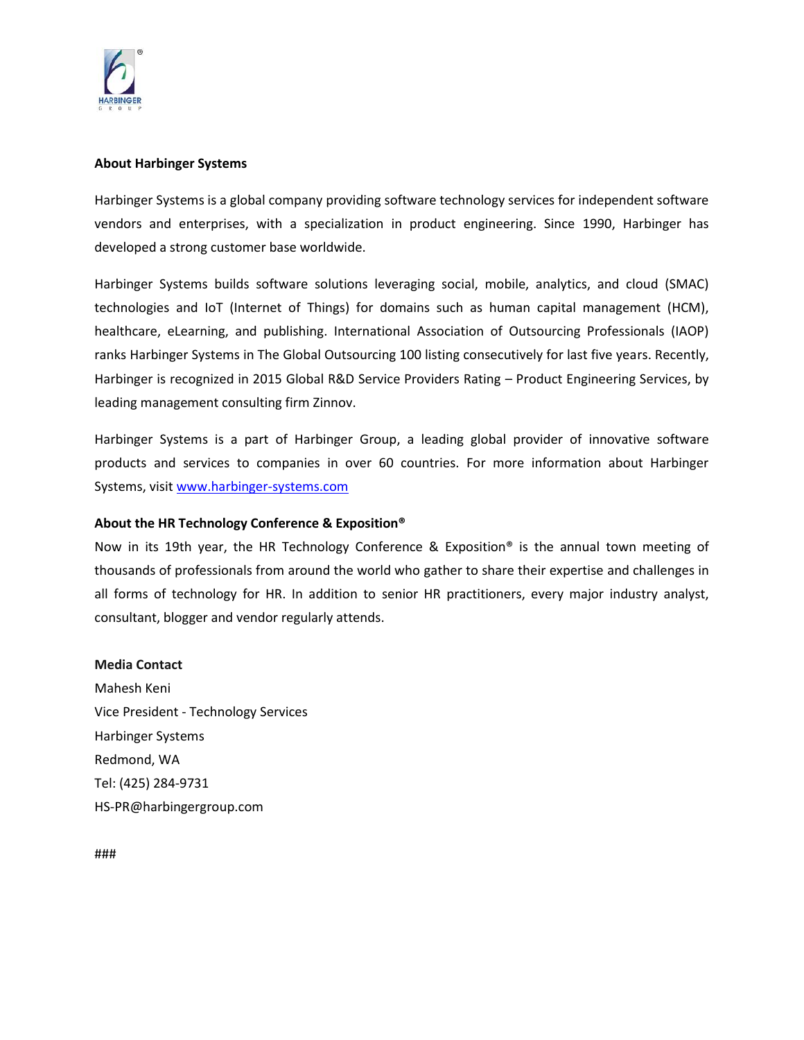**About Harbinger Systems**

Harbinger Systems is a global company providing software technology services for independent software vendors and enterprises, with a specialization in product engineering. Since 1990, Harbinger has developed a strong customer base worldwide.

Harbinger Systems builds software solutions leveraging social, mobile, analytics, and cloud (SMAC) technologies and IoT (Internet of Things) for domains such as human capital management (HCM), healthcare, eLearning, and publishing. International Association of Outsourcing Professionals (IAOP) ranks Harbinger Systems in The Global Outsourcing 100 listing consecutively for last five years. Recently, Harbinger is recognized in 2015 Global R&D Service Providers Rating – Product Engineering Services, by leading management consulting firm Zinnov.

Harbinger Systems is a part of Harbinger Group, a leading global provider of innovative software products and services to companies in over 60 countries. For more information about Harbinger Systems, visit [www.harbinger-systems.com](http://www.harbinger-systems.com)

**About the HR Technology Conference & Exposition®**

Now in its 19th year, the HR Technology Conference & Exposition® is the annual town meeting of thousands of professionals from around the world who gather to share their expertise and challenges in all forms of technology for HR. In addition to senior HR practitioners, every major industry analyst, consultant, blogger and vendor regularly attends.

**Media Contact**

Mahesh Keni
Vice President - Technology Services
Harbinger Systems
Redmond, WA
Tel: (425) 284-9731
HS-PR@harbingergroup.com

###